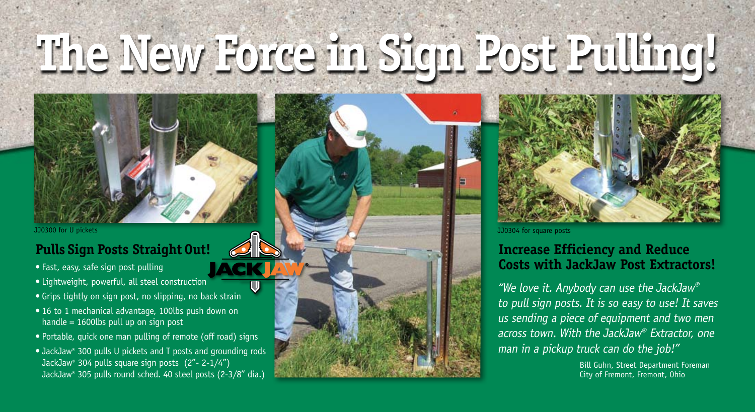# The New Force in Sign Post Pulling!

JJ0300 for U pickets

JJ0304 for square posts

## Pulls Sign Posts Straight Out!

- Fast, easy, safe sign post pulling
- Lightweight, powerful, all steel construction
- Grips tightly on sign post, no slipping, no back strain
- 16 to 1 mechanical advantage, 100lbs push down on handle = 1600lbs pull up on sign post
- Portable, quick one man pulling of remote (off road) signs
- JackJaw® 300 pulls U pickets and T posts and grounding rods
  JackJaw® 304 pulls square sign posts (2"- 2-1/4")
  JackJaw® 305 pulls round sched. 40 steel posts (2-3/8" dia.)

## Increase Efficiency and Reduce Costs with JackJaw Post Extractors!

*"We love it. Anybody can use the JackJaw® to pull sign posts. It is so easy to use! It saves us sending a piece of equipment and two men across town. With the JackJaw® Extractor, one man in a pickup truck can do the job!"*

Bill Guhn, Street Department Foreman
City of Fremont, Fremont, Ohio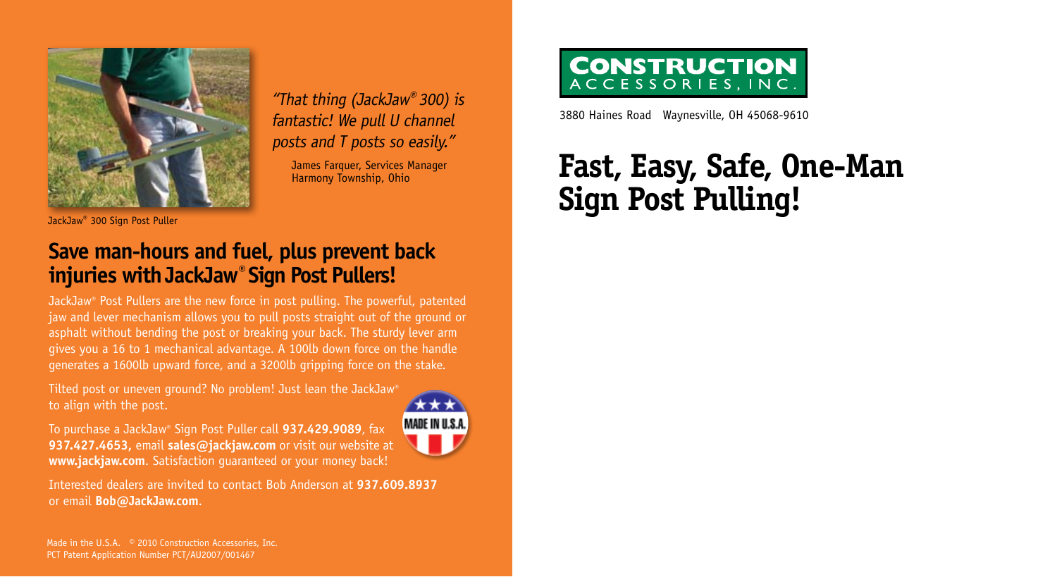*"That thing (JackJaw® 300) is fantastic! We pull U channel posts and T posts so easily."*

James Farquer, Services Manager
Harmony Township, Ohio

JackJaw® 300 Sign Post Puller

## Save man-hours and fuel, plus prevent back injuries with JackJaw® Sign Post Pullers!

JackJaw® Post Pullers are the new force in post pulling. The powerful, patented jaw and lever mechanism allows you to pull posts straight out of the ground or asphalt without bending the post or breaking your back. The sturdy lever arm gives you a 16 to 1 mechanical advantage. A 100lb down force on the handle generates a 1600lb upward force, and a 3200lb gripping force on the stake.

Tilted post or uneven ground? No problem! Just lean the JackJaw® to align with the post.

To purchase a JackJaw® Sign Post Puller call **937.429.9089**, fax **937.427.4653,** email **sales@jackjaw.com** or visit our website at **www.jackjaw.com**. Satisfaction guaranteed or your money back!

MADE IN U.S.A.

Interested dealers are invited to contact Bob Anderson at **937.609.8937** or email **Bob@JackJaw.com**.

Made in the U.S.A. © 2010 Construction Accessories, Inc.
PCT Patent Application Number PCT/AU2007/001467

**CONSTRUCTION ACCESSORIES, INC.**

3880 Haines Road Waynesville, OH 45068-9610

# Fast, Easy, Safe, One-Man Sign Post Pulling!